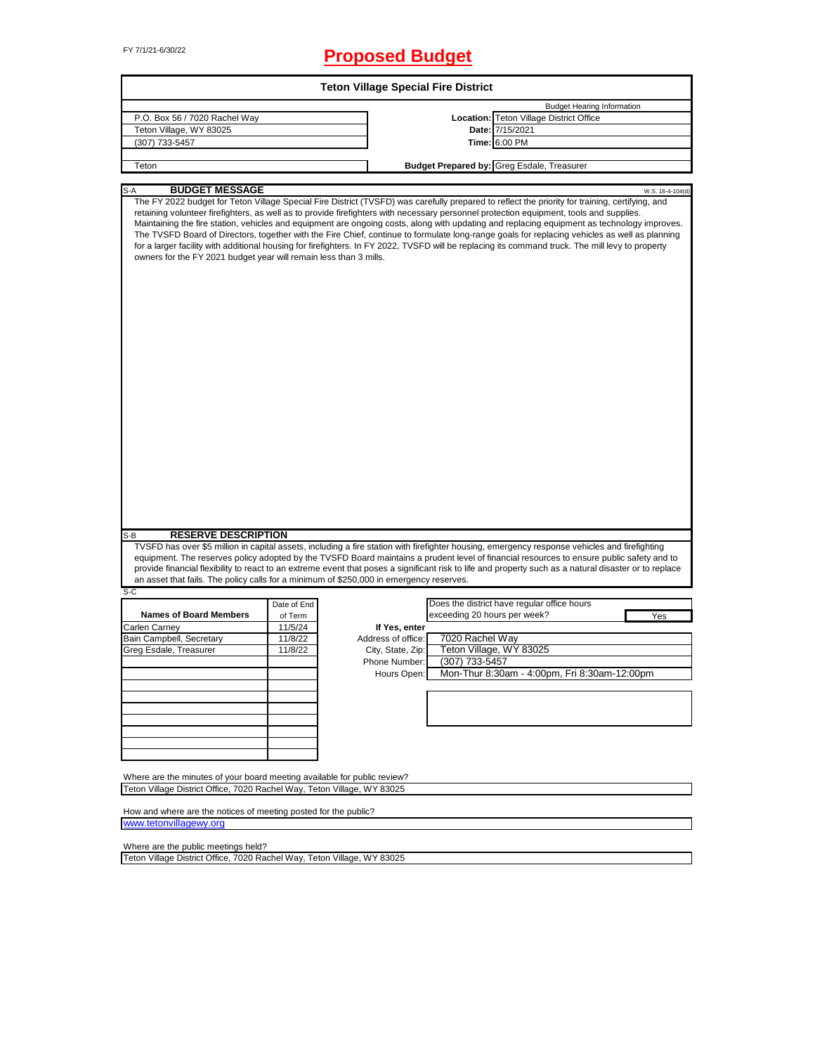FY 7/1/21-6/30/22

# Proposed Budget

## Teton Village Special Fire District

| | Budget Hearing Information | |
|---|---|---|
| P.O. Box 56 / 7020 Rachel Way | **Location:** | Teton Village District Office |
| Teton Village, WY 83025 | **Date:** | 7/15/2021 |
| (307) 733-5457 | **Time:** | 6:00 PM |
| | | |
| Teton | **Budget Prepared by:** | Greg Esdale, Treasurer |

### S-A BUDGET MESSAGE

W.S. 16-4-104(d)

The FY 2022 budget for Teton Village Special Fire District (TVSFD) was carefully prepared to reflect the priority for training, certifying, and retaining volunteer firefighters, as well as to provide firefighters with necessary personnel protection equipment, tools and supplies. Maintaining the fire station, vehicles and equipment are ongoing costs, along with updating and replacing equipment as technology improves. The TVSFD Board of Directors, together with the Fire Chief, continue to formulate long-range goals for replacing vehicles as well as planning for a larger facility with additional housing for firefighters. In FY 2022, TVSFD will be replacing its command truck. The mill levy to property owners for the FY 2021 budget year will remain less than 3 mills.

### S-B RESERVE DESCRIPTION

TVSFD has over $5 million in capital assets, including a fire station with firefighter housing, emergency response vehicles and firefighting equipment. The reserves policy adopted by the TVSFD Board maintains a prudent level of financial resources to ensure public safety and to provide financial flexibility to react to an extreme event that poses a significant risk to life and property such as a natural disaster or to replace an asset that fails. The policy calls for a minimum of $250,000 in emergency reserves.

S-C

| Names of Board Members | Date of End of Term |
|---|---|
| Carlen Carney | 11/5/24 |
| Bain Campbell, Secretary | 11/8/22 |
| Greg Esdale, Treasurer | 11/8/22 |

Does the district have regular office hours exceeding 20 hours per week? **Yes**

**If Yes, enter**

| | |
|---|---|
| Address of office: | 7020 Rachel Way |
| City, State, Zip: | Teton Village, WY 83025 |
| Phone Number: | (307) 733-5457 |
| Hours Open: | Mon-Thur 8:30am - 4:00pm, Fri 8:30am-12:00pm |

Where are the minutes of your board meeting available for public review?

Teton Village District Office, 7020 Rachel Way, Teton Village, WY 83025

How and where are the notices of meeting posted for the public?

www.tetonvillagewy.org

Where are the public meetings held?

Teton Village District Office, 7020 Rachel Way, Teton Village, WY 83025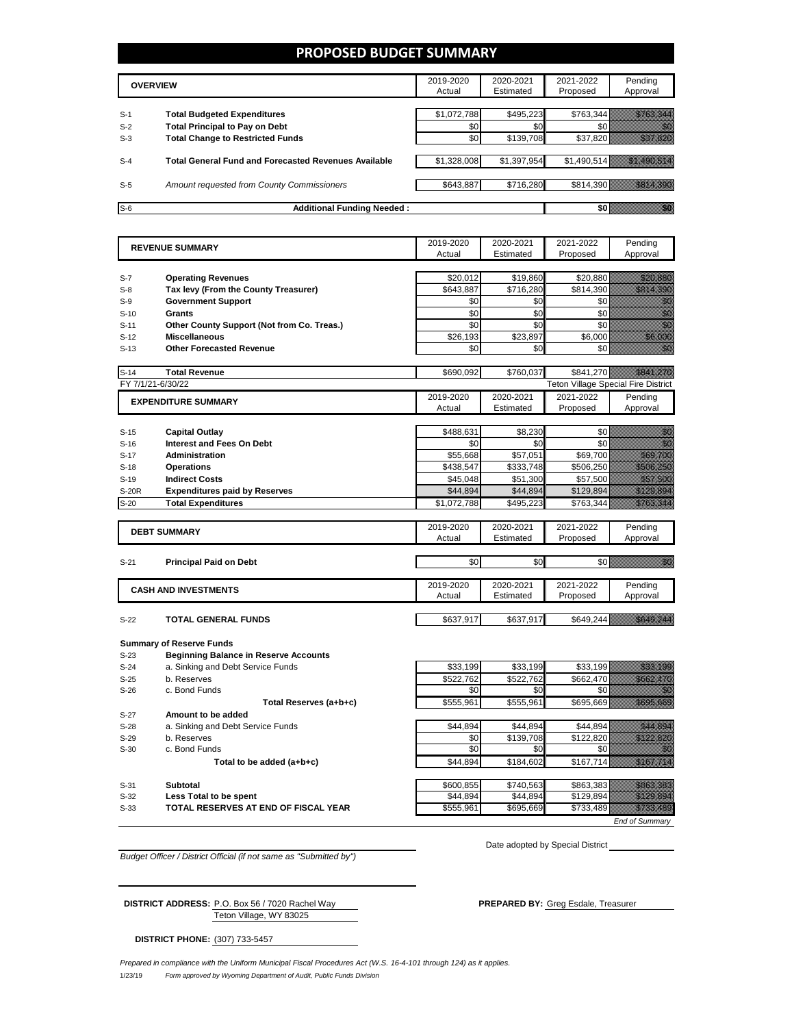# PROPOSED BUDGET SUMMARY

| OVERVIEW | | 2019-2020 Actual | 2020-2021 Estimated | 2021-2022 Proposed | Pending Approval |
|---|---|---|---|---|---|
| S-1 | **Total Budgeted Expenditures** | $1,072,788 | $495,223 | $763,344 | $763,344 |
| S-2 | **Total Principal to Pay on Debt** | $0 | $0 | $0 | $0 |
| S-3 | **Total Change to Restricted Funds** | $0 | $139,708 | $37,820 | $37,820 |
| S-4 | **Total General Fund and Forecasted Revenues Available** | $1,328,008 | $1,397,954 | $1,490,514 | $1,490,514 |
| S-5 | *Amount requested from County Commissioners* | $643,887 | $716,280 | $814,390 | $814,390 |
| S-6 | **Additional Funding Needed :** | | | $0 | $0 |

| REVENUE SUMMARY | | 2019-2020 Actual | 2020-2021 Estimated | 2021-2022 Proposed | Pending Approval |
|---|---|---|---|---|---|
| S-7 | **Operating Revenues** | $20,012 | $19,860 | $20,880 | $20,880 |
| S-8 | **Tax levy (From the County Treasurer)** | $643,887 | $716,280 | $814,390 | $814,390 |
| S-9 | **Government Support** | $0 | $0 | $0 | $0 |
| S-10 | **Grants** | $0 | $0 | $0 | $0 |
| S-11 | **Other County Support (Not from Co. Treas.)** | $0 | $0 | $0 | $0 |
| S-12 | **Miscellaneous** | $26,193 | $23,897 | $6,000 | $6,000 |
| S-13 | **Other Forecasted Revenue** | $0 | $0 | $0 | $0 |
| S-14 | **Total Revenue** | $690,092 | $760,037 | $841,270 | $841,270 |

FY 7/1/21-6/30/22 — Teton Village Special Fire District

| EXPENDITURE SUMMARY | | 2019-2020 Actual | 2020-2021 Estimated | 2021-2022 Proposed | Pending Approval |
|---|---|---|---|---|---|
| S-15 | **Capital Outlay** | $488,631 | $8,230 | $0 | $0 |
| S-16 | **Interest and Fees On Debt** | $0 | $0 | $0 | $0 |
| S-17 | **Administration** | $55,668 | $57,051 | $69,700 | $69,700 |
| S-18 | **Operations** | $438,547 | $333,748 | $506,250 | $506,250 |
| S-19 | **Indirect Costs** | $45,048 | $51,300 | $57,500 | $57,500 |
| S-20R | **Expenditures paid by Reserves** | $44,894 | $44,894 | $129,894 | $129,894 |
| S-20 | **Total Expenditures** | $1,072,788 | $495,223 | $763,344 | $763,344 |

| DEBT SUMMARY | | 2019-2020 Actual | 2020-2021 Estimated | 2021-2022 Proposed | Pending Approval |
|---|---|---|---|---|---|
| S-21 | **Principal Paid on Debt** | $0 | $0 | $0 | $0 |

| CASH AND INVESTMENTS | | 2019-2020 Actual | 2020-2021 Estimated | 2021-2022 Proposed | Pending Approval |
|---|---|---|---|---|---|
| S-22 | **TOTAL GENERAL FUNDS** | $637,917 | $637,917 | $649,244 | $649,244 |

**Summary of Reserve Funds**

| | | 2019-2020 Actual | 2020-2021 Estimated | 2021-2022 Proposed | Pending Approval |
|---|---|---|---|---|---|
| S-23 | **Beginning Balance in Reserve Accounts** | | | | |
| S-24 | a. Sinking and Debt Service Funds | $33,199 | $33,199 | $33,199 | $33,199 |
| S-25 | b. Reserves | $522,762 | $522,762 | $662,470 | $662,470 |
| S-26 | c. Bond Funds | $0 | $0 | $0 | $0 |
| | **Total Reserves (a+b+c)** | $555,961 | $555,961 | $695,669 | $695,669 |
| S-27 | **Amount to be added** | | | | |
| S-28 | a. Sinking and Debt Service Funds | $44,894 | $44,894 | $44,894 | $44,894 |
| S-29 | b. Reserves | $0 | $139,708 | $122,820 | $122,820 |
| S-30 | c. Bond Funds | $0 | $0 | $0 | $0 |
| | **Total to be added (a+b+c)** | $44,894 | $184,602 | $167,714 | $167,714 |
| S-31 | **Subtotal** | $600,855 | $740,563 | $863,383 | $863,383 |
| S-32 | **Less Total to be spent** | $44,894 | $44,894 | $129,894 | $129,894 |
| S-33 | **TOTAL RESERVES AT END OF FISCAL YEAR** | $555,961 | $695,669 | $733,489 | $733,489 |

*End of Summary*

*Budget Officer / District Official (if not same as "Submitted by")*

Date adopted by Special District

**DISTRICT ADDRESS:** P.O. Box 56 / 7020 Rachel Way
Teton Village, WY 83025

**PREPARED BY:** Greg Esdale, Treasurer

**DISTRICT PHONE:** (307) 733-5457

*Prepared in compliance with the Uniform Municipal Fiscal Procedures Act (W.S. 16-4-101 through 124) as it applies.*

1/23/19 *Form approved by Wyoming Department of Audit, Public Funds Division*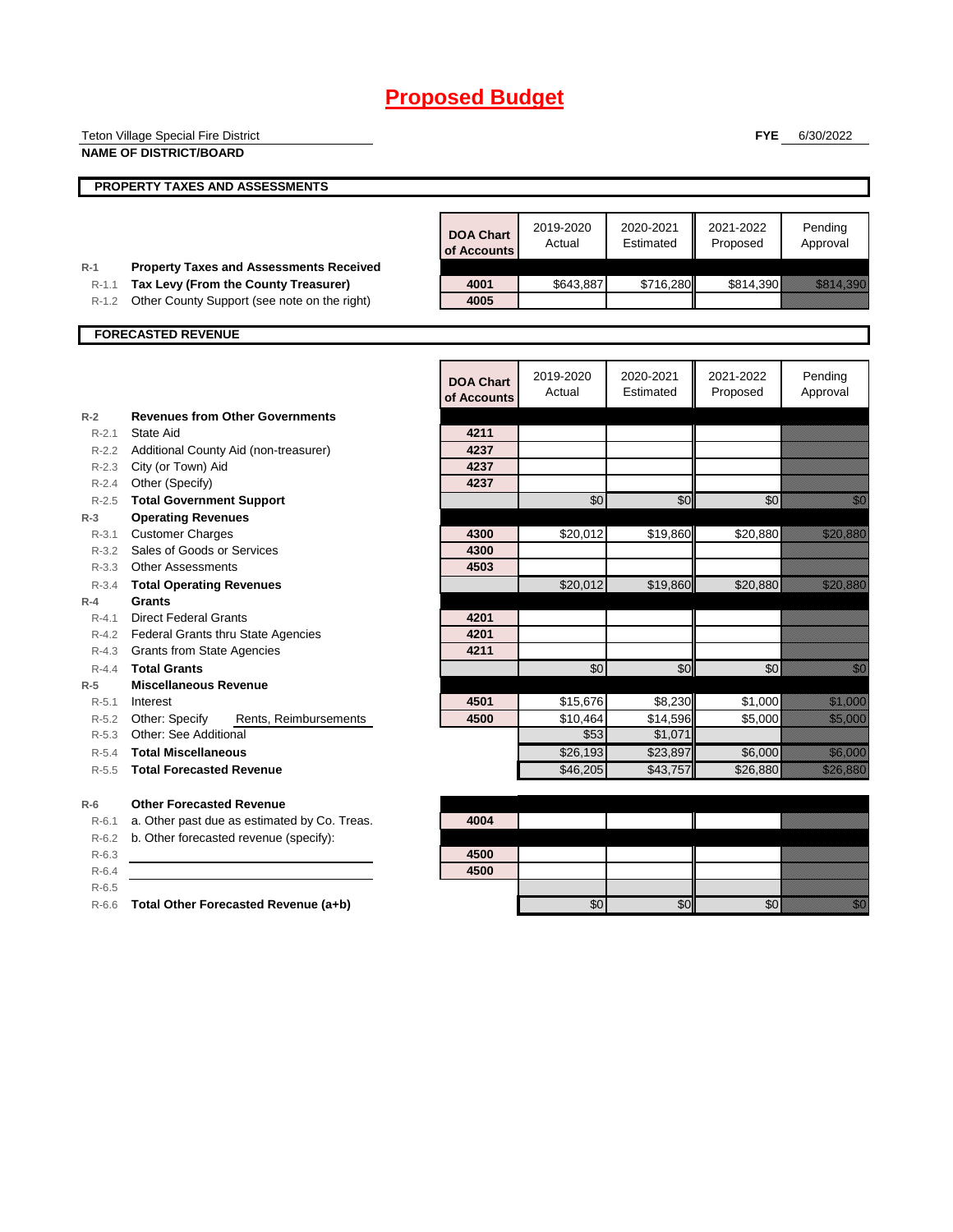# Proposed Budget

Teton Village Special Fire District
**NAME OF DISTRICT/BOARD**

**FYE** 6/30/2022

## PROPERTY TAXES AND ASSESSMENTS

| | | DOA Chart of Accounts | 2019-2020 Actual | 2020-2021 Estimated | 2021-2022 Proposed | Pending Approval |
|---|---|---|---|---|---|---|
| R-1 | **Property Taxes and Assessments Received** | | | | | |
| R-1.1 | **Tax Levy (From the County Treasurer)** | 4001 | $643,887 | $716,280 | $814,390 | $814,390 |
| R-1.2 | Other County Support (see note on the right) | 4005 | | | | |

## FORECASTED REVENUE

| | | DOA Chart of Accounts | 2019-2020 Actual | 2020-2021 Estimated | 2021-2022 Proposed | Pending Approval |
|---|---|---|---|---|---|---|
| R-2 | **Revenues from Other Governments** | | | | | |
| R-2.1 | State Aid | 4211 | | | | |
| R-2.2 | Additional County Aid (non-treasurer) | 4237 | | | | |
| R-2.3 | City (or Town) Aid | 4237 | | | | |
| R-2.4 | Other (Specify) | 4237 | | | | |
| R-2.5 | **Total Government Support** | | $0 | $0 | $0 | $0 |
| R-3 | **Operating Revenues** | | | | | |
| R-3.1 | Customer Charges | 4300 | $20,012 | $19,860 | $20,880 | $20,880 |
| R-3.2 | Sales of Goods or Services | 4300 | | | | |
| R-3.3 | Other Assessments | 4503 | | | | |
| R-3.4 | **Total Operating Revenues** | | $20,012 | $19,860 | $20,880 | $20,880 |
| R-4 | **Grants** | | | | | |
| R-4.1 | Direct Federal Grants | 4201 | | | | |
| R-4.2 | Federal Grants thru State Agencies | 4201 | | | | |
| R-4.3 | Grants from State Agencies | 4211 | | | | |
| R-4.4 | **Total Grants** | | $0 | $0 | $0 | $0 |
| R-5 | **Miscellaneous Revenue** | | | | | |
| R-5.1 | Interest | 4501 | $15,676 | $8,230 | $1,000 | $1,000 |
| R-5.2 | Other: Specify Rents, Reimbursements | 4500 | $10,464 | $14,596 | $5,000 | $5,000 |
| R-5.3 | Other: See Additional | | $53 | $1,071 | | |
| R-5.4 | **Total Miscellaneous** | | $26,193 | $23,897 | $6,000 | $6,000 |
| R-5.5 | **Total Forecasted Revenue** | | $46,205 | $43,757 | $26,880 | $26,880 |
| R-6 | **Other Forecasted Revenue** | | | | | |
| R-6.1 | a. Other past due as estimated by Co. Treas. | 4004 | | | | |
| R-6.2 | b. Other forecasted revenue (specify): | | | | | |
| R-6.3 | | 4500 | | | | |
| R-6.4 | | 4500 | | | | |
| R-6.5 | | | | | | |
| R-6.6 | **Total Other Forecasted Revenue (a+b)** | | $0 | $0 | $0 | $0 |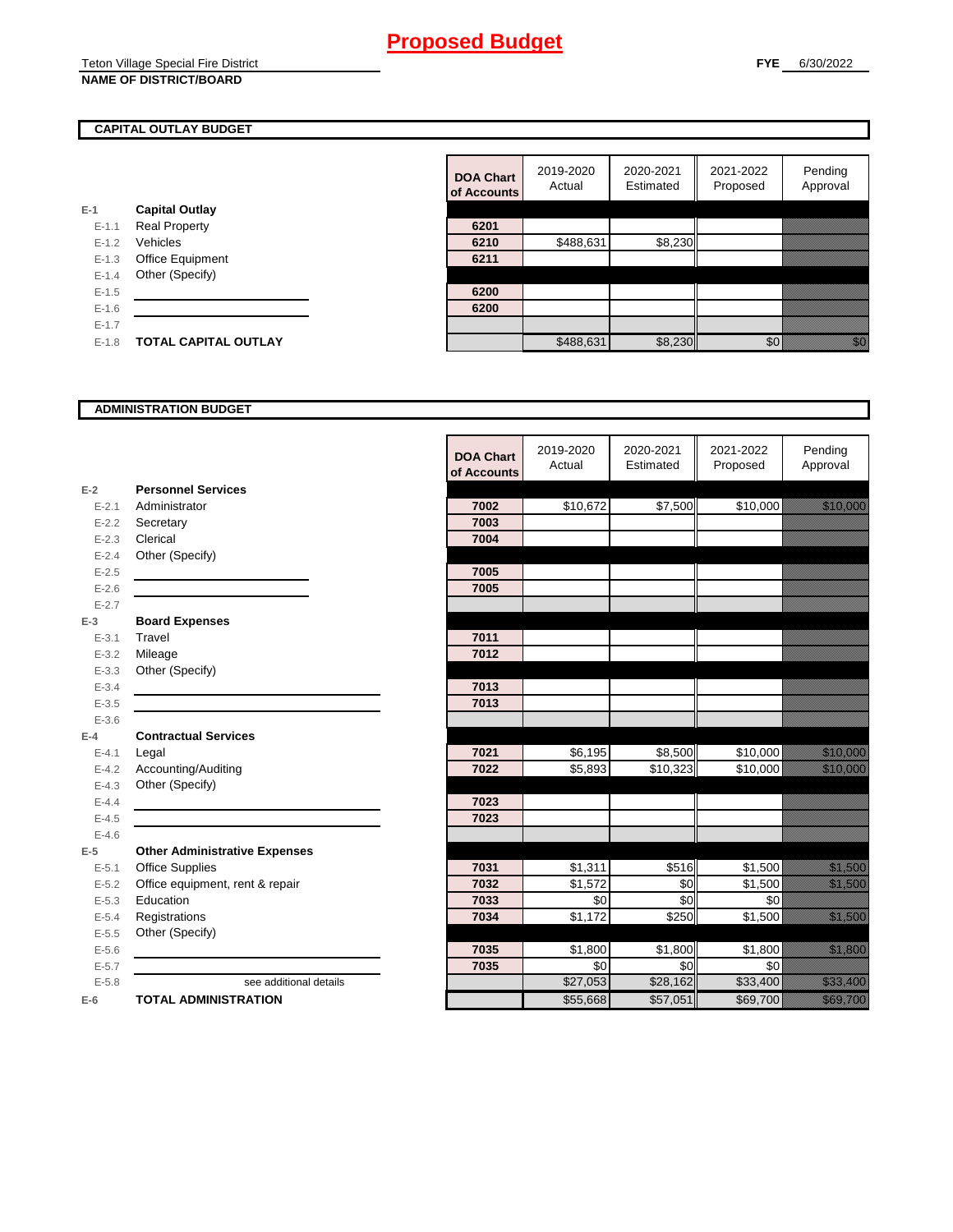# Proposed Budget

Teton Village Special Fire District
**NAME OF DISTRICT/BOARD**

**FYE** 6/30/2022

## CAPITAL OUTLAY BUDGET

| | | DOA Chart of Accounts | 2019-2020 Actual | 2020-2021 Estimated | 2021-2022 Proposed | Pending Approval |
|---|---|---|---|---|---|---|
| E-1 | **Capital Outlay** | | | | | |
| E-1.1 | Real Property | 6201 | | | | |
| E-1.2 | Vehicles | 6210 | $488,631 | $8,230 | | |
| E-1.3 | Office Equipment | 6211 | | | | |
| E-1.4 | Other (Specify) | | | | | |
| E-1.5 | | 6200 | | | | |
| E-1.6 | | 6200 | | | | |
| E-1.7 | | | | | | |
| E-1.8 | **TOTAL CAPITAL OUTLAY** | | $488,631 | $8,230 | $0 | $0 |

## ADMINISTRATION BUDGET

| | | DOA Chart of Accounts | 2019-2020 Actual | 2020-2021 Estimated | 2021-2022 Proposed | Pending Approval |
|---|---|---|---|---|---|---|
| E-2 | **Personnel Services** | | | | | |
| E-2.1 | Administrator | 7002 | $10,672 | $7,500 | $10,000 | $10,000 |
| E-2.2 | Secretary | 7003 | | | | |
| E-2.3 | Clerical | 7004 | | | | |
| E-2.4 | Other (Specify) | | | | | |
| E-2.5 | | 7005 | | | | |
| E-2.6 | | 7005 | | | | |
| E-2.7 | | | | | | |
| E-3 | **Board Expenses** | | | | | |
| E-3.1 | Travel | 7011 | | | | |
| E-3.2 | Mileage | 7012 | | | | |
| E-3.3 | Other (Specify) | | | | | |
| E-3.4 | | 7013 | | | | |
| E-3.5 | | 7013 | | | | |
| E-3.6 | | | | | | |
| E-4 | **Contractual Services** | | | | | |
| E-4.1 | Legal | 7021 | $6,195 | $8,500 | $10,000 | $10,000 |
| E-4.2 | Accounting/Auditing | 7022 | $5,893 | $10,323 | $10,000 | $10,000 |
| E-4.3 | Other (Specify) | | | | | |
| E-4.4 | | 7023 | | | | |
| E-4.5 | | 7023 | | | | |
| E-4.6 | | | | | | |
| E-5 | **Other Administrative Expenses** | | | | | |
| E-5.1 | Office Supplies | 7031 | $1,311 | $516 | $1,500 | $1,500 |
| E-5.2 | Office equipment, rent & repair | 7032 | $1,572 | $0 | $1,500 | $1,500 |
| E-5.3 | Education | 7033 | $0 | $0 | $0 | |
| E-5.4 | Registrations | 7034 | $1,172 | $250 | $1,500 | $1,500 |
| E-5.5 | Other (Specify) | | | | | |
| E-5.6 | | 7035 | $1,800 | $1,800 | $1,800 | $1,800 |
| E-5.7 | | 7035 | $0 | $0 | $0 | |
| E-5.8 | see additional details | | $27,053 | $28,162 | $33,400 | $33,400 |
| E-6 | **TOTAL ADMINISTRATION** | | $55,668 | $57,051 | $69,700 | $69,700 |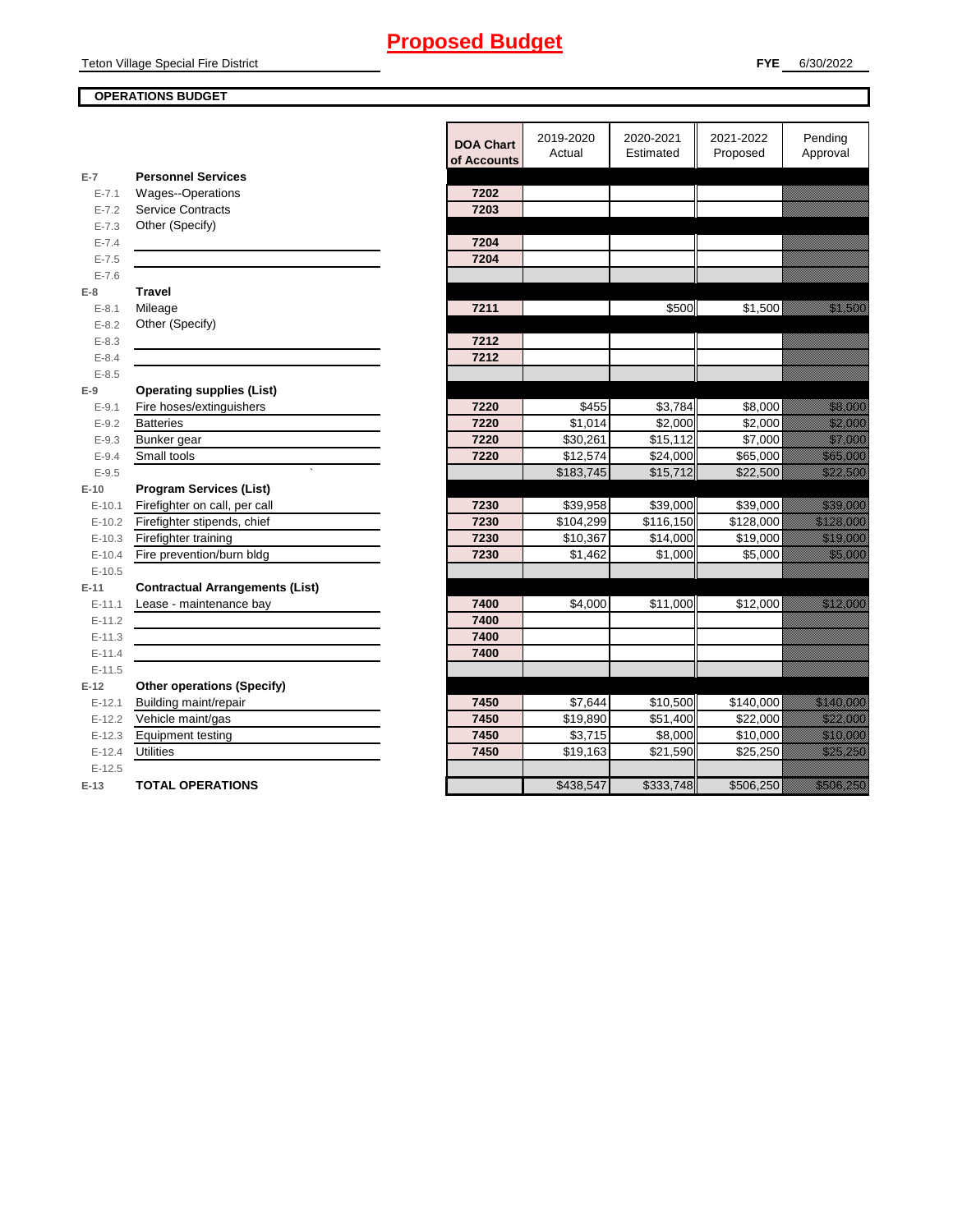# Proposed Budget

Teton Village Special Fire District

**FYE** 6/30/2022

**OPERATIONS BUDGET**

| | | DOA Chart of Accounts | 2019-2020 Actual | 2020-2021 Estimated | 2021-2022 Proposed | Pending Approval |
|---|---|---|---|---|---|---|
| **E-7** | **Personnel Services** | | | | | |
| E-7.1 | Wages--Operations | 7202 | | | | |
| E-7.2 | Service Contracts | 7203 | | | | |
| E-7.3 | Other (Specify) | | | | | |
| E-7.4 | | 7204 | | | | |
| E-7.5 | | 7204 | | | | |
| E-7.6 | | | | | | |
| **E-8** | **Travel** | | | | | |
| E-8.1 | Mileage | 7211 | | $500 | $1,500 | $1,500 |
| E-8.2 | Other (Specify) | | | | | |
| E-8.3 | | 7212 | | | | |
| E-8.4 | | 7212 | | | | |
| E-8.5 | | | | | | |
| **E-9** | **Operating supplies (List)** | | | | | |
| E-9.1 | Fire hoses/extinguishers | 7220 | $455 | $3,784 | $8,000 | $8,000 |
| E-9.2 | Batteries | 7220 | $1,014 | $2,000 | $2,000 | $2,000 |
| E-9.3 | Bunker gear | 7220 | $30,261 | $15,112 | $7,000 | $7,000 |
| E-9.4 | Small tools | 7220 | $12,574 | $24,000 | $65,000 | $65,000 |
| E-9.5 | ` | | $183,745 | $15,712 | $22,500 | $22,500 |
| **E-10** | **Program Services (List)** | | | | | |
| E-10.1 | Firefighter on call, per call | 7230 | $39,958 | $39,000 | $39,000 | $39,000 |
| E-10.2 | Firefighter stipends, chief | 7230 | $104,299 | $116,150 | $128,000 | $128,000 |
| E-10.3 | Firefighter training | 7230 | $10,367 | $14,000 | $19,000 | $19,000 |
| E-10.4 | Fire prevention/burn bldg | 7230 | $1,462 | $1,000 | $5,000 | $5,000 |
| E-10.5 | | | | | | |
| **E-11** | **Contractual Arrangements (List)** | | | | | |
| E-11.1 | Lease - maintenance bay | 7400 | $4,000 | $11,000 | $12,000 | $12,000 |
| E-11.2 | | 7400 | | | | |
| E-11.3 | | 7400 | | | | |
| E-11.4 | | 7400 | | | | |
| E-11.5 | | | | | | |
| **E-12** | **Other operations (Specify)** | | | | | |
| E-12.1 | Building maint/repair | 7450 | $7,644 | $10,500 | $140,000 | $140,000 |
| E-12.2 | Vehicle maint/gas | 7450 | $19,890 | $51,400 | $22,000 | $22,000 |
| E-12.3 | Equipment testing | 7450 | $3,715 | $8,000 | $10,000 | $10,000 |
| E-12.4 | Utilities | 7450 | $19,163 | $21,590 | $25,250 | $25,250 |
| E-12.5 | | | | | | |
| **E-13** | **TOTAL OPERATIONS** | | $438,547 | $333,748 | $506,250 | $506,250 |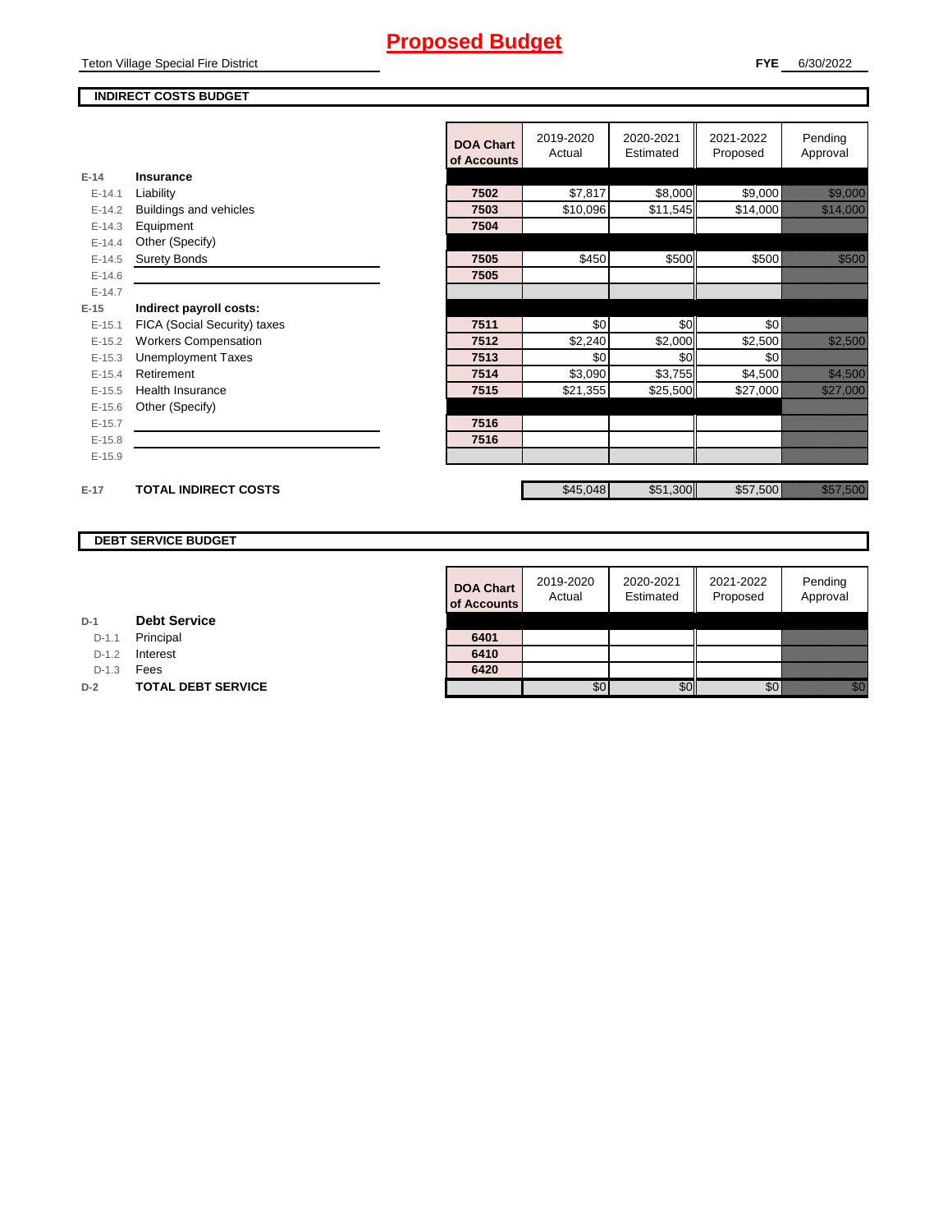# Proposed Budget

Teton Village Special Fire District

**FYE** 6/30/2022

## INDIRECT COSTS BUDGET

| | | DOA Chart of Accounts | 2019-2020 Actual | 2020-2021 Estimated | 2021-2022 Proposed | Pending Approval |
|---|---|---|---|---|---|---|
| **E-14** | **Insurance** | | | | | |
| E-14.1 | Liability | 7502 | $7,817 | $8,000 | $9,000 | $9,000 |
| E-14.2 | Buildings and vehicles | 7503 | $10,096 | $11,545 | $14,000 | $14,000 |
| E-14.3 | Equipment | 7504 | | | | |
| E-14.4 | Other (Specify) | | | | | |
| E-14.5 | Surety Bonds | 7505 | $450 | $500 | $500 | $500 |
| E-14.6 | | 7505 | | | | |
| E-14.7 | | | | | | |
| **E-15** | **Indirect payroll costs:** | | | | | |
| E-15.1 | FICA (Social Security) taxes | 7511 | $0 | $0 | $0 | |
| E-15.2 | Workers Compensation | 7512 | $2,240 | $2,000 | $2,500 | $2,500 |
| E-15.3 | Unemployment Taxes | 7513 | $0 | $0 | $0 | |
| E-15.4 | Retirement | 7514 | $3,090 | $3,755 | $4,500 | $4,500 |
| E-15.5 | Health Insurance | 7515 | $21,355 | $25,500 | $27,000 | $27,000 |
| E-15.6 | Other (Specify) | | | | | |
| E-15.7 | | 7516 | | | | |
| E-15.8 | | 7516 | | | | |
| E-15.9 | | | | | | |
| **E-17** | **TOTAL INDIRECT COSTS** | | $45,048 | $51,300 | $57,500 | $57,500 |

## DEBT SERVICE BUDGET

| | | DOA Chart of Accounts | 2019-2020 Actual | 2020-2021 Estimated | 2021-2022 Proposed | Pending Approval |
|---|---|---|---|---|---|---|
| **D-1** | **Debt Service** | | | | | |
| D-1.1 | Principal | 6401 | | | | |
| D-1.2 | Interest | 6410 | | | | |
| D-1.3 | Fees | 6420 | | | | |
| **D-2** | **TOTAL DEBT SERVICE** | | $0 | $0 | $0 | $0 |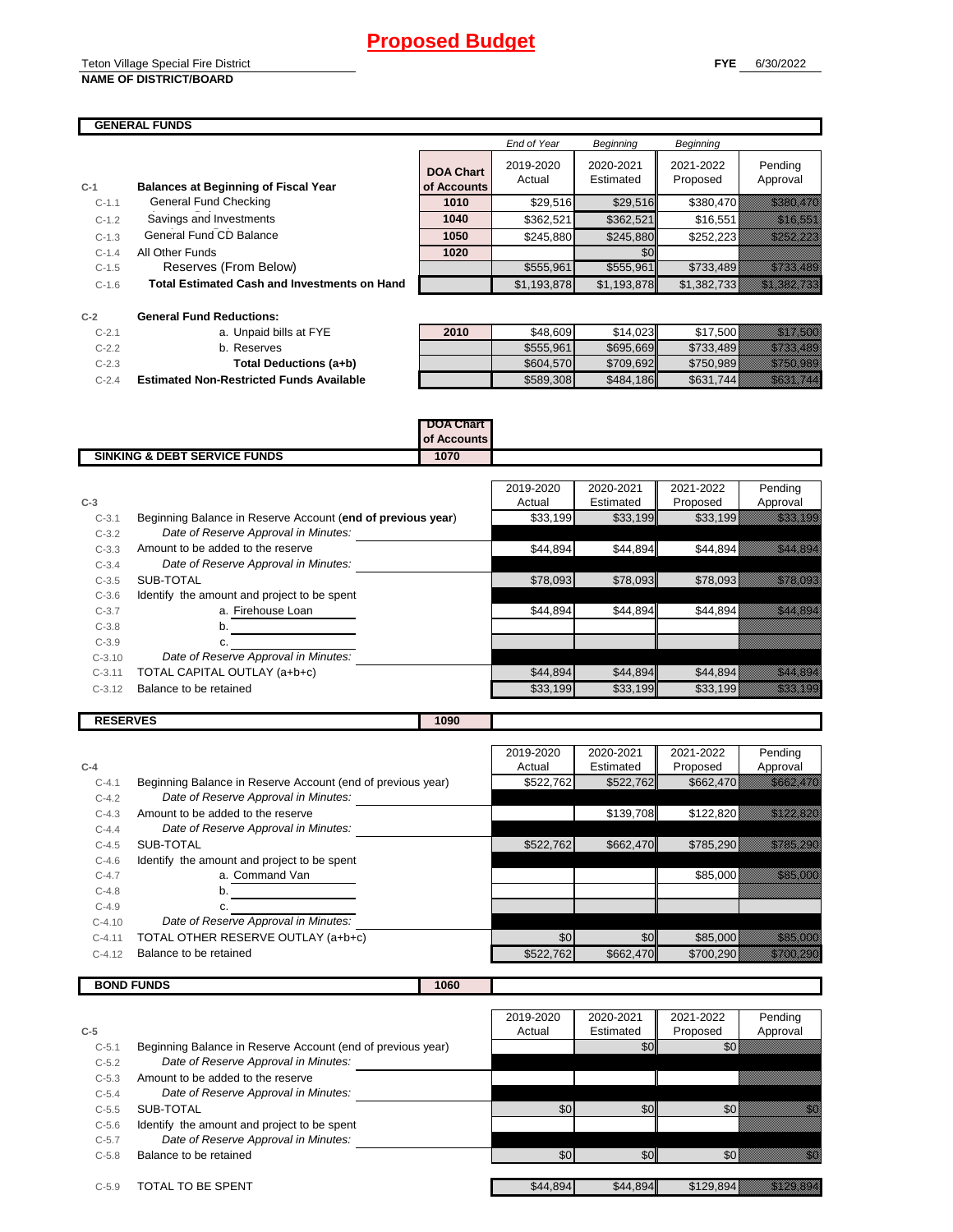# Proposed Budget

Teton Village Special Fire District
**NAME OF DISTRICT/BOARD**

**FYE** 6/30/2022

## GENERAL FUNDS

| | | DOA Chart of Accounts | 2019-2020 Actual (End of Year) | 2020-2021 Estimated (Beginning) | 2021-2022 Proposed (Beginning) | Pending Approval |
|---|---|---|---|---|---|---|
| C-1 | **Balances at Beginning of Fiscal Year** | | | | | |
| C-1.1 | General Fund Checking | 1010 | $29,516 | $29,516 | $380,470 | $380,470 |
| C-1.2 | Savings and Investments | 1040 | $362,521 | $362,521 | $16,551 | $16,551 |
| C-1.3 | General Fund CD Balance | 1050 | $245,880 | $245,880 | $252,223 | $252,223 |
| C-1.4 | All Other Funds | 1020 | | $0 | | |
| C-1.5 | Reserves (From Below) | | $555,961 | $555,961 | $733,489 | $733,489 |
| C-1.6 | **Total Estimated Cash and Investments on Hand** | | $1,193,878 | $1,193,878 | $1,382,733 | $1,382,733 |
| C-2 | **General Fund Reductions:** | | | | | |
| C-2.1 | a. Unpaid bills at FYE | 2010 | $48,609 | $14,023 | $17,500 | $17,500 |
| C-2.2 | b. Reserves | | $555,961 | $695,669 | $733,489 | $733,489 |
| C-2.3 | **Total Deductions (a+b)** | | $604,570 | $709,692 | $750,989 | $750,989 |
| C-2.4 | **Estimated Non-Restricted Funds Available** | | $589,308 | $484,186 | $631,744 | $631,744 |

## SINKING & DEBT SERVICE FUNDS (DOA Chart of Accounts 1070)

| C-3 | | 2019-2020 Actual | 2020-2021 Estimated | 2021-2022 Proposed | Pending Approval |
|---|---|---|---|---|---|
| C-3.1 | Beginning Balance in Reserve Account (**end of previous year**) | $33,199 | $33,199 | $33,199 | $33,199 |
| C-3.2 | *Date of Reserve Approval in Minutes:* | | | | |
| C-3.3 | Amount to be added to the reserve | $44,894 | $44,894 | $44,894 | $44,894 |
| C-3.4 | *Date of Reserve Approval in Minutes:* | | | | |
| C-3.5 | SUB-TOTAL | $78,093 | $78,093 | $78,093 | $78,093 |
| C-3.6 | Identify the amount and project to be spent | | | | |
| C-3.7 | a. Firehouse Loan | $44,894 | $44,894 | $44,894 | $44,894 |
| C-3.8 | b. | | | | |
| C-3.9 | c. | | | | |
| C-3.10 | *Date of Reserve Approval in Minutes:* | | | | |
| C-3.11 | TOTAL CAPITAL OUTLAY (a+b+c) | $44,894 | $44,894 | $44,894 | $44,894 |
| C-3.12 | Balance to be retained | $33,199 | $33,199 | $33,199 | $33,199 |

## RESERVES (1090)

| C-4 | | 2019-2020 Actual | 2020-2021 Estimated | 2021-2022 Proposed | Pending Approval |
|---|---|---|---|---|---|
| C-4.1 | Beginning Balance in Reserve Account (end of previous year) | $522,762 | $522,762 | $662,470 | $662,470 |
| C-4.2 | *Date of Reserve Approval in Minutes:* | | | | |
| C-4.3 | Amount to be added to the reserve | | $139,708 | $122,820 | $122,820 |
| C-4.4 | *Date of Reserve Approval in Minutes:* | | | | |
| C-4.5 | SUB-TOTAL | $522,762 | $662,470 | $785,290 | $785,290 |
| C-4.6 | Identify the amount and project to be spent | | | | |
| C-4.7 | a. Command Van | | | $85,000 | $85,000 |
| C-4.8 | b. | | | | |
| C-4.9 | c. | | | | |
| C-4.10 | *Date of Reserve Approval in Minutes:* | | | | |
| C-4.11 | TOTAL OTHER RESERVE OUTLAY (a+b+c) | $0 | $0 | $85,000 | $85,000 |
| C-4.12 | Balance to be retained | $522,762 | $662,470 | $700,290 | $700,290 |

## BOND FUNDS (1060)

| C-5 | | 2019-2020 Actual | 2020-2021 Estimated | 2021-2022 Proposed | Pending Approval |
|---|---|---|---|---|---|
| C-5.1 | Beginning Balance in Reserve Account (end of previous year) | | $0 | $0 | |
| C-5.2 | *Date of Reserve Approval in Minutes:* | | | | |
| C-5.3 | Amount to be added to the reserve | | | | |
| C-5.4 | *Date of Reserve Approval in Minutes:* | | | | |
| C-5.5 | SUB-TOTAL | $0 | $0 | $0 | $0 |
| C-5.6 | Identify the amount and project to be spent | | | | |
| C-5.7 | *Date of Reserve Approval in Minutes:* | | | | |
| C-5.8 | Balance to be retained | $0 | $0 | $0 | $0 |
| C-5.9 | TOTAL TO BE SPENT | $44,894 | $44,894 | $129,894 | $129,894 |